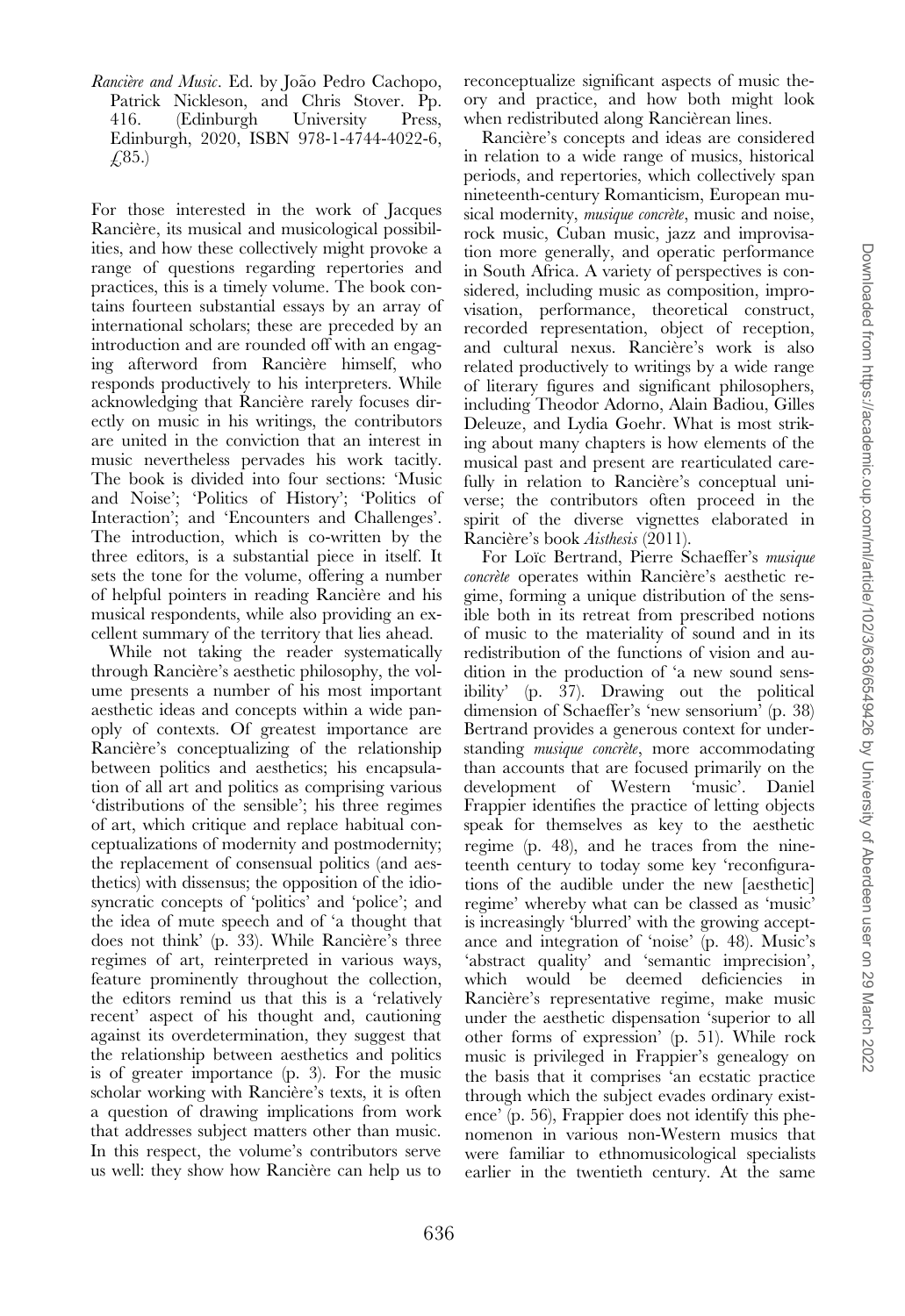*Rancière and Music*. Ed. by João Pedro Cachopo, Patrick Nickleson, and Chris Stover. Pp. 416. (Edinburgh University Press, Edinburgh, 2020, ISBN 978-1-4744-4022-6, £85.)

For those interested in the work of Jacques Rancière, its musical and musicological possibilities, and how these collectively might provoke a range of questions regarding repertories and practices, this is a timely volume. The book contains fourteen substantial essays by an array of international scholars; these are preceded by an introduction and are rounded off with an engaging afterword from Rancière himself, who responds productively to his interpreters. While acknowledging that Rancière rarely focuses directly on music in his writings, the contributors are united in the conviction that an interest in music nevertheless pervades his work tacitly. The book is divided into four sections: 'Music and Noise'; 'Politics of History'; 'Politics of Interaction'; and 'Encounters and Challenges'. The introduction, which is co-written by the three editors, is a substantial piece in itself. It sets the tone for the volume, offering a number of helpful pointers in reading Rancière and his musical respondents, while also providing an excellent summary of the territory that lies ahead.

While not taking the reader systematically through Rancière's aesthetic philosophy, the volume presents a number of his most important aesthetic ideas and concepts within a wide panoply of contexts. Of greatest importance are Rancière's conceptualizing of the relationship between politics and aesthetics; his encapsulation of all art and politics as comprising various 'distributions of the sensible'; his three regimes of art, which critique and replace habitual conceptualizations of modernity and postmodernity; the replacement of consensual politics (and aesthetics) with dissensus; the opposition of the idiosyncratic concepts of 'politics' and 'police'; and the idea of mute speech and of 'a thought that does not think' (p. 33). While Rancière's three regimes of art, reinterpreted in various ways, feature prominently throughout the collection, the editors remind us that this is a 'relatively recent' aspect of his thought and, cautioning against its overdetermination, they suggest that the relationship between aesthetics and politics is of greater importance (p. 3). For the music scholar working with Rancière's texts, it is often a question of drawing implications from work that addresses subject matters other than music. In this respect, the volume's contributors serve us well: they show how Rancière can help us to reconceptualize significant aspects of music theory and practice, and how both might look when redistributed along Rancièrean lines.

Rancière's concepts and ideas are considered in relation to a wide range of musics, historical periods, and repertories, which collectively span nineteenth-century Romanticism, European musical modernity, *musique concrète*, music and noise, rock music, Cuban music, jazz and improvisation more generally, and operatic performance in South Africa. A variety of perspectives is considered, including music as composition, improvisation, performance, theoretical construct, recorded representation, object of reception, and cultural nexus. Rancière's work is also related productively to writings by a wide range of literary figures and significant philosophers, including Theodor Adorno, Alain Badiou, Gilles Deleuze, and Lydia Goehr. What is most striking about many chapters is how elements of the musical past and present are rearticulated carefully in relation to Rancière's conceptual universe; the contributors often proceed in the spirit of the diverse vignettes elaborated in Rancière's book *Aisthesis* (2011).

For Loïc Bertrand, Pierre Schaeffer's *musique concrète* operates within Rancière's aesthetic regime, forming a unique distribution of the sensible both in its retreat from prescribed notions of music to the materiality of sound and in its redistribution of the functions of vision and audition in the production of 'a new sound sensibility' (p. 37). Drawing out the political dimension of Schaeffer's 'new sensorium' (p. 38) Bertrand provides a generous context for understanding *musique concrète*, more accommodating than accounts that are focused primarily on the development of Western 'music'. Daniel Frappier identifies the practice of letting objects speak for themselves as key to the aesthetic regime (p. 48), and he traces from the nineteenth century to today some key 'reconfigurations of the audible under the new [aesthetic] regime' whereby what can be classed as 'music' is increasingly 'blurred' with the growing acceptance and integration of 'noise' (p. 48). Music's 'abstract quality' and 'semantic imprecision', which would be deemed deficiencies in Rancière's representative regime, make music under the aesthetic dispensation 'superior to all other forms of expression' (p. 51). While rock music is privileged in Frappier's genealogy on the basis that it comprises 'an ecstatic practice through which the subject evades ordinary existence' (p. 56), Frappier does not identify this phenomenon in various non-Western musics that were familiar to ethnomusicological specialists earlier in the twentieth century. At the same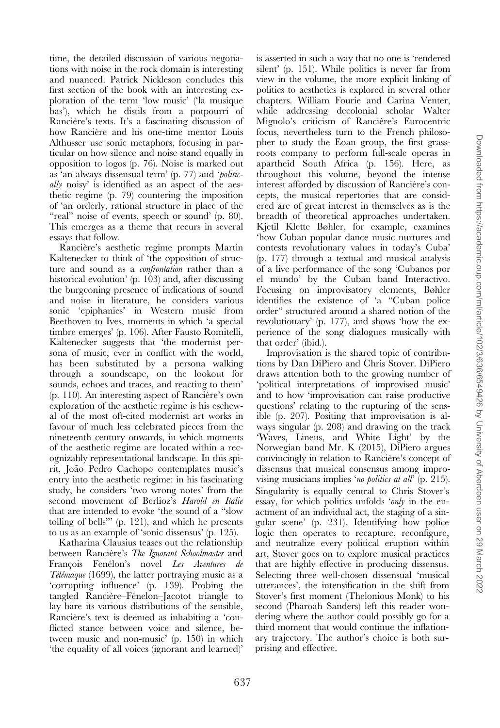time, the detailed discussion of various negotiations with noise in the rock domain is interesting and nuanced. Patrick Nickleson concludes this first section of the book with an interesting exploration of the term 'low music' ('la musique bas'), which he distils from a potpourri of Rancière's texts. It's a fascinating discussion of how Rancière and his one-time mentor Louis Althusser use sonic metaphors, focusing in particular on how silence and noise stand equally in opposition to logos (p. 76). Noise is marked out as 'an always dissensual term' (p. 77) and '*politically* noisy' is identified as an aspect of the aesthetic regime (p. 79) countering the imposition of 'an orderly, rational structure in place of the "real" noise of events, speech or sound' (p. 80). This emerges as a theme that recurs in several essays that follow.

Rancière's aesthetic regime prompts Martin Kaltenecker to think of 'the opposition of structure and sound as a *confrontation* rather than a historical evolution' (p. 103) and, after discussing the burgeoning presence of indications of sound and noise in literature, he considers various sonic 'epiphanies' in Western music from Beethoven to Ives, moments in which 'a special timbre emerges' (p. 106). After Fausto Romitelli, Kaltenecker suggests that 'the modernist persona of music, ever in conflict with the world, has been substituted by a persona walking through a soundscape, on the lookout for sounds, echoes and traces, and reacting to them' (p. 110). An interesting aspect of Rancière's own exploration of the aesthetic regime is his eschewal of the most oft-cited modernist art works in favour of much less celebrated pieces from the nineteenth century onwards, in which moments of the aesthetic regime are located within a recognizably representational landscape. In this spirit, João Pedro Cachopo contemplates music's entry into the aesthetic regime: in his fascinating study, he considers 'two wrong notes' from the second movement of Berlioz's *Harold en Italie* that are intended to evoke 'the sound of a "slow tolling of bells"' (p. 121), and which he presents to us as an example of 'sonic dissensus' (p. 125).

Katharina Clausius teases out the relationship between Rancière's *The Ignorant Schoolmaster* and François Fenélon's novel *Les Aventures de Télémaque* (1699), the latter portraying music as a 'corrupting influence' (p. 139). Probing the tangled Rancière–Fénelon–Jacotot triangle to lay bare its various distributions of the sensible, Rancière's text is deemed as inhabiting a 'conflicted stance between voice and silence, between music and non-music' (p. 150) in which 'the equality of all voices (ignorant and learned)' is asserted in such a way that no one is 'rendered silent' (p. 151). While politics is never far from view in the volume, the more explicit linking of politics to aesthetics is explored in several other chapters. William Fourie and Carina Venter, while addressing decolonial scholar Walter Mignolo's criticism of Rancière's Eurocentric focus, nevertheless turn to the French philosopher to study the Eoan group, the first grassroots company to perform full-scale operas in apartheid South Africa (p. 156). Here, as throughout this volume, beyond the intense interest afforded by discussion of Rancière's concepts, the musical repertories that are considered are of great interest in themselves as is the breadth of theoretical approaches undertaken. Kjetil Klette Bøhler, for example, examines 'how Cuban popular dance music nurtures and contests revolutionary values in today's Cuba' (p. 177) through a textual and musical analysis of a live performance of the song 'Cubanos por el mundo' by the Cuban band Interactivo. Focusing on improvisatory elements, Bøhler identifies the existence of 'a "Cuban police order" structured around a shared notion of the revolutionary' (p. 177), and shows 'how the experience of the song dialogues musically with that order' (ibid.).

Improvisation is the shared topic of contributions by Dan DiPiero and Chris Stover. DiPiero draws attention both to the growing number of 'political interpretations of improvised music' and to how 'improvisation can raise productive questions' relating to the rupturing of the sensible (p. 207). Positing that improvisation is always singular (p. 208) and drawing on the track 'Waves, Linens, and White Light' by the Norwegian band Mr. K (2015), DiPiero argues convincingly in relation to Rancière's concept of dissensus that musical consensus among improvising musicians implies '*no politics at all*' (p. 215). Singularity is equally central to Chris Stover's essay, for which politics unfolds '*only* in the enactment of an individual act, the staging of a singular scene' (p. 231). Identifying how police logic then operates to recapture, reconfigure, and neutralize every political eruption within art, Stover goes on to explore musical practices that are highly effective in producing dissensus. Selecting three well-chosen dissensual 'musical utterances', the intensification in the shift from Stover's first moment (Thelonious Monk) to his second (Pharoah Sanders) left this reader wondering where the author could possibly go for a third moment that would continue the inflationary trajectory. The author's choice is both surprising and effective.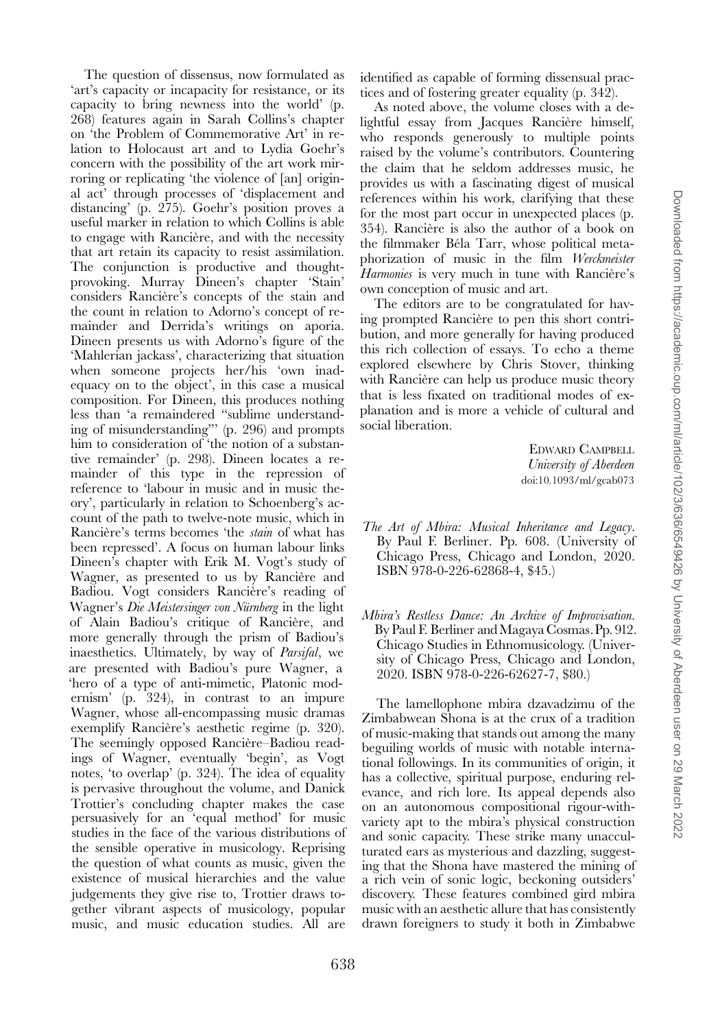The question of dissensus, now formulated as 'art's capacity or incapacity for resistance, or its capacity to bring newness into the world' (p. 268) features again in Sarah Collins's chapter on 'the Problem of Commemorative Art' in relation to Holocaust art and to Lydia Goehr's concern with the possibility of the art work mirroring or replicating 'the violence of [an] original act' through processes of 'displacement and distancing' (p. 275). Goehr's position proves a useful marker in relation to which Collins is able to engage with Rancière, and with the necessity that art retain its capacity to resist assimilation. The conjunction is productive and thought-provoking. Murray Dineen's chapter 'Stain' considers Rancière's concepts of the stain and the count in relation to Adorno's concept of remainder and Derrida's writings on aporia. Dineen presents us with Adorno's figure of the 'Mahlerian jackass', characterizing that situation when someone projects her/his 'own inadequacy on to the object', in this case a musical composition. For Dineen, this produces nothing less than 'a remaindered "sublime understanding of misunderstanding"' (p. 296) and prompts him to consideration of 'the notion of a substantive remainder' (p. 298). Dineen locates a remainder of this type in the repression of reference to 'labour in music and in music theory', particularly in relation to Schoenberg's account of the path to twelve-note music, which in Rancière's terms becomes 'the *stain* of what has been repressed'. A focus on human labour links Dineen's chapter with Erik M. Vogt's study of Wagner, as presented to us by Rancière and Badiou. Vogt considers Rancière's reading of Wagner's *Die Meistersinger von Nürnberg* in the light of Alain Badiou's critique of Rancière, and more generally through the prism of Badiou's inaesthetics. Ultimately, by way of *Parsifal*, we are presented with Badiou's pure Wagner, a 'hero of a type of anti-mimetic, Platonic modernism' (p. 324), in contrast to an impure Wagner, whose all-encompassing music dramas exemplify Rancière's aesthetic regime (p. 320). The seemingly opposed Rancière–Badiou readings of Wagner, eventually 'begin', as Vogt notes, 'to overlap' (p. 324). The idea of equality is pervasive throughout the volume, and Danick Trottier's concluding chapter makes the case persuasively for an 'equal method' for music studies in the face of the various distributions of the sensible operative in musicology. Reprising the question of what counts as music, given the existence of musical hierarchies and the value judgements they give rise to, Trottier draws together vibrant aspects of musicology, popular music, and music education studies. All are identified as capable of forming dissensual practices and of fostering greater equality (p. 342).

As noted above, the volume closes with a delightful essay from Jacques Rancière himself, who responds generously to multiple points raised by the volume's contributors. Countering the claim that he seldom addresses music, he provides us with a fascinating digest of musical references within his work, clarifying that these for the most part occur in unexpected places (p. 354). Rancière is also the author of a book on the filmmaker Béla Tarr, whose political metaphorization of music in the film *Werckmeister Harmonies* is very much in tune with Rancière's own conception of music and art.

The editors are to be congratulated for having prompted Rancière to pen this short contribution, and more generally for having produced this rich collection of essays. To echo a theme explored elsewhere by Chris Stover, thinking with Rancière can help us produce music theory that is less fixated on traditional modes of explanation and is more a vehicle of cultural and social liberation.

EDWARD CAMPBELL
*University of Aberdeen*
doi:10.1093/ml/gcab073

*The Art of Mbira: Musical Inheritance and Legacy*. By Paul F. Berliner. Pp. 608. (University of Chicago Press, Chicago and London, 2020. ISBN 978-0-226-62868-4, $45.)

*Mbira's Restless Dance: An Archive of Improvisation*. By Paul F. Berliner and Magaya Cosmas. Pp. 912. Chicago Studies in Ethnomusicology. (University of Chicago Press, Chicago and London, 2020. ISBN 978-0-226-62627-7, $80.)

The lamellophone mbira dzavadzimu of the Zimbabwean Shona is at the crux of a tradition of music-making that stands out among the many beguiling worlds of music with notable international followings. In its communities of origin, it has a collective, spiritual purpose, enduring relevance, and rich lore. Its appeal depends also on an autonomous compositional rigour-with-variety apt to the mbira's physical construction and sonic capacity. These strike many unacculturated ears as mysterious and dazzling, suggesting that the Shona have mastered the mining of a rich vein of sonic logic, beckoning outsiders' discovery. These features combined gird mbira music with an aesthetic allure that has consistently drawn foreigners to study it both in Zimbabwe